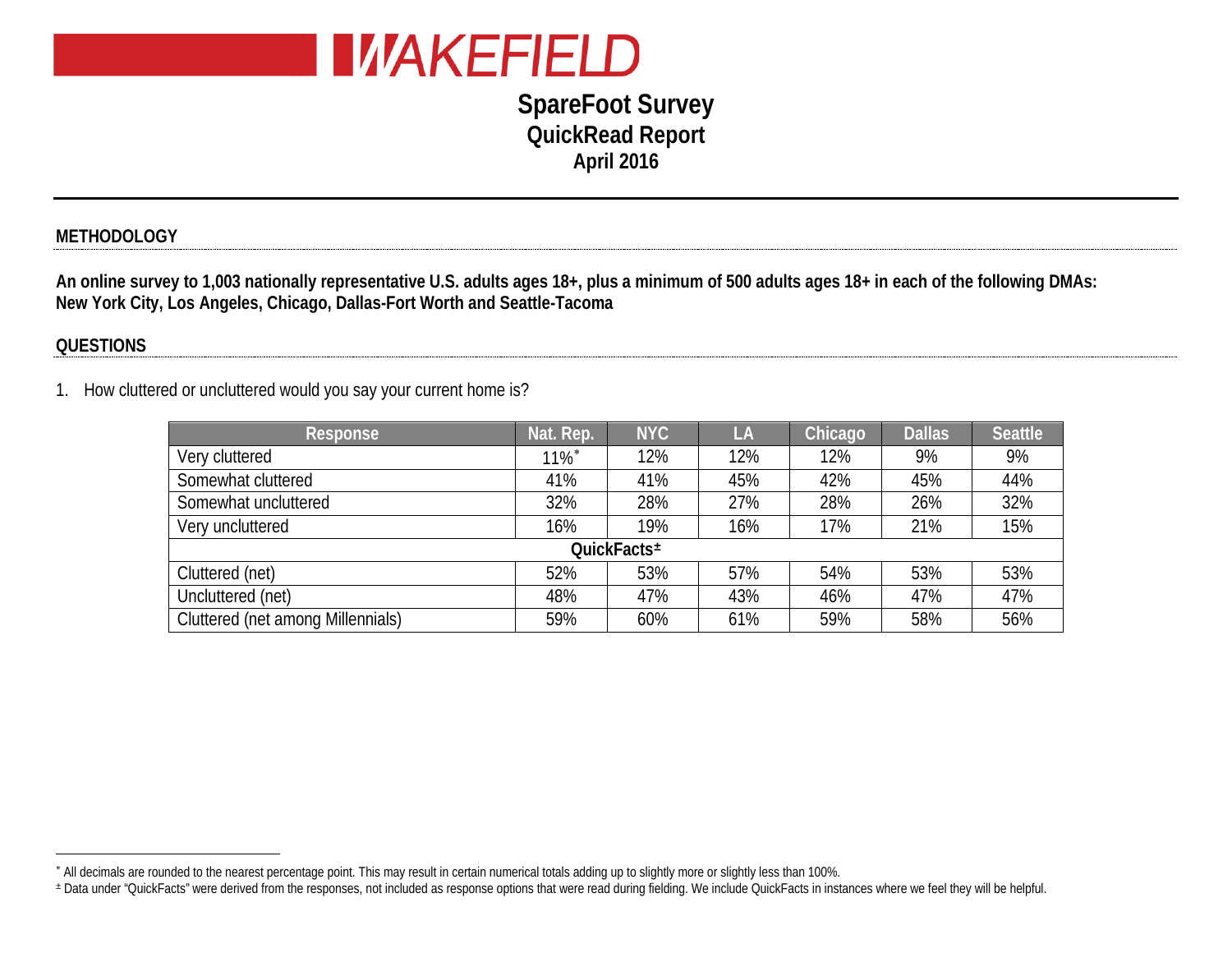# WAKEFIELD

## SpareFoot Survey
## QuickRead Report
### April 2016

---

**METHODOLOGY**

**An online survey to 1,003 nationally representative U.S. adults ages 18+, plus a minimum of 500 adults ages 18+ in each of the following DMAs: New York City, Los Angeles, Chicago, Dallas-Fort Worth and Seattle-Tacoma**

**QUESTIONS**

1. How cluttered or uncluttered would you say your current home is?

| Response | Nat. Rep. | NYC | LA | Chicago | Dallas | Seattle |
|---|---|---|---|---|---|---|
| Very cluttered | 11%* | 12% | 12% | 12% | 9% | 9% |
| Somewhat cluttered | 41% | 41% | 45% | 42% | 45% | 44% |
| Somewhat uncluttered | 32% | 28% | 27% | 28% | 26% | 32% |
| Very uncluttered | 16% | 19% | 16% | 17% | 21% | 15% |
| **QuickFacts±** | | | | | | |
| Cluttered (net) | 52% | 53% | 57% | 54% | 53% | 53% |
| Uncluttered (net) | 48% | 47% | 43% | 46% | 47% | 47% |
| Cluttered (net among Millennials) | 59% | 60% | 61% | 59% | 58% | 56% |

---

* All decimals are rounded to the nearest percentage point. This may result in certain numerical totals adding up to slightly more or slightly less than 100%.

± Data under "QuickFacts" were derived from the responses, not included as response options that were read during fielding. We include QuickFacts in instances where we feel they will be helpful.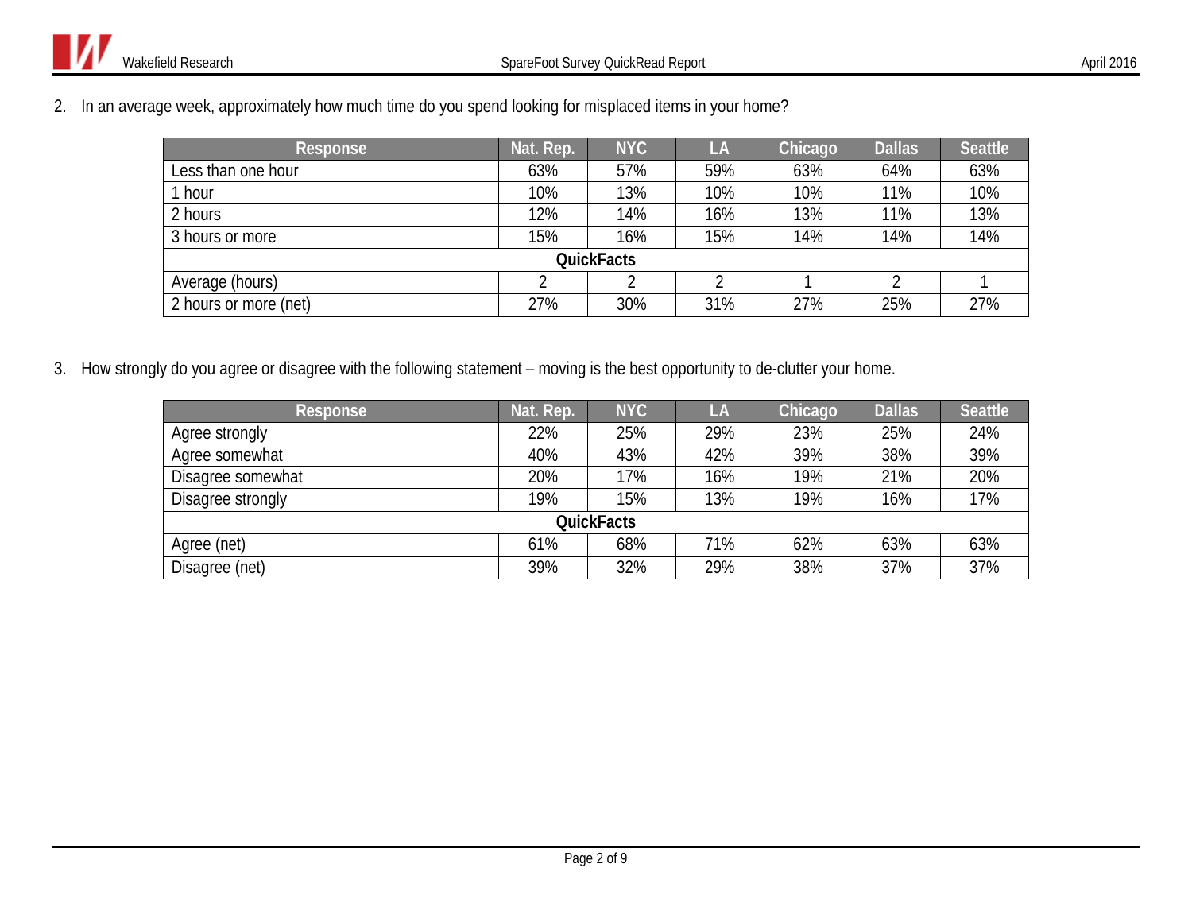2. In an average week, approximately how much time do you spend looking for misplaced items in your home?

| Response | Nat. Rep. | NYC | LA | Chicago | Dallas | Seattle |
|---|---|---|---|---|---|---|
| Less than one hour | 63% | 57% | 59% | 63% | 64% | 63% |
| 1 hour | 10% | 13% | 10% | 10% | 11% | 10% |
| 2 hours | 12% | 14% | 16% | 13% | 11% | 13% |
| 3 hours or more | 15% | 16% | 15% | 14% | 14% | 14% |
| **QuickFacts** | | | | | | |
| Average (hours) | 2 | 2 | 2 | 1 | 2 | 1 |
| 2 hours or more (net) | 27% | 30% | 31% | 27% | 25% | 27% |

3. How strongly do you agree or disagree with the following statement – moving is the best opportunity to de-clutter your home.

| Response | Nat. Rep. | NYC | LA | Chicago | Dallas | Seattle |
|---|---|---|---|---|---|---|
| Agree strongly | 22% | 25% | 29% | 23% | 25% | 24% |
| Agree somewhat | 40% | 43% | 42% | 39% | 38% | 39% |
| Disagree somewhat | 20% | 17% | 16% | 19% | 21% | 20% |
| Disagree strongly | 19% | 15% | 13% | 19% | 16% | 17% |
| **QuickFacts** | | | | | | |
| Agree (net) | 61% | 68% | 71% | 62% | 63% | 63% |
| Disagree (net) | 39% | 32% | 29% | 38% | 37% | 37% |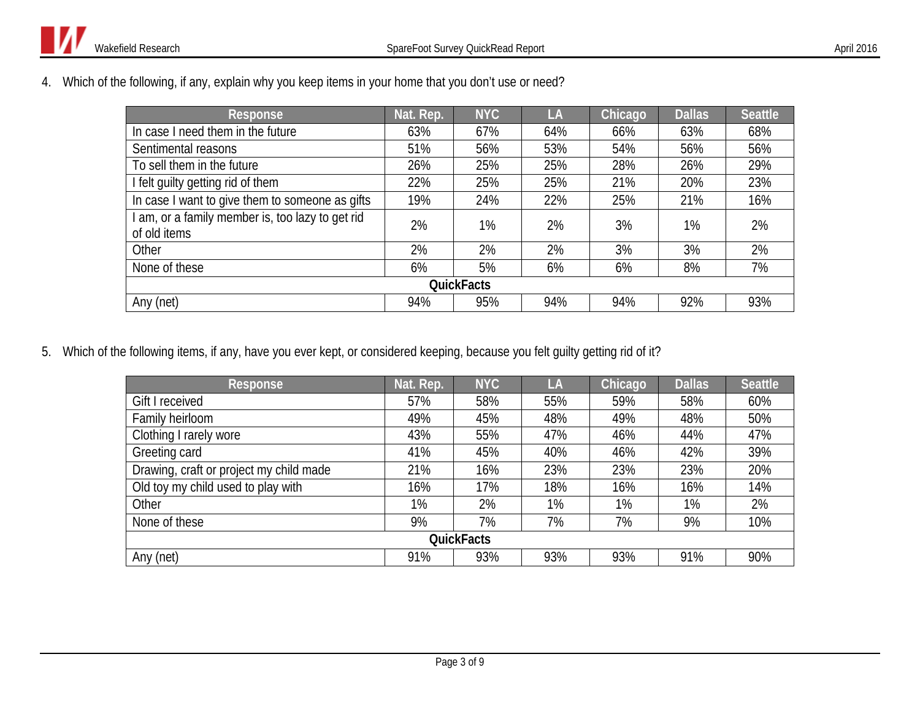4. Which of the following, if any, explain why you keep items in your home that you don't use or need?

| Response | Nat. Rep. | NYC | LA | Chicago | Dallas | Seattle |
|---|---|---|---|---|---|---|
| In case I need them in the future | 63% | 67% | 64% | 66% | 63% | 68% |
| Sentimental reasons | 51% | 56% | 53% | 54% | 56% | 56% |
| To sell them in the future | 26% | 25% | 25% | 28% | 26% | 29% |
| I felt guilty getting rid of them | 22% | 25% | 25% | 21% | 20% | 23% |
| In case I want to give them to someone as gifts | 19% | 24% | 22% | 25% | 21% | 16% |
| I am, or a family member is, too lazy to get rid of old items | 2% | 1% | 2% | 3% | 1% | 2% |
| Other | 2% | 2% | 2% | 3% | 3% | 2% |
| None of these | 6% | 5% | 6% | 6% | 8% | 7% |
| **QuickFacts** | | | | | | |
| Any (net) | 94% | 95% | 94% | 94% | 92% | 93% |

5. Which of the following items, if any, have you ever kept, or considered keeping, because you felt guilty getting rid of it?

| Response | Nat. Rep. | NYC | LA | Chicago | Dallas | Seattle |
|---|---|---|---|---|---|---|
| Gift I received | 57% | 58% | 55% | 59% | 58% | 60% |
| Family heirloom | 49% | 45% | 48% | 49% | 48% | 50% |
| Clothing I rarely wore | 43% | 55% | 47% | 46% | 44% | 47% |
| Greeting card | 41% | 45% | 40% | 46% | 42% | 39% |
| Drawing, craft or project my child made | 21% | 16% | 23% | 23% | 23% | 20% |
| Old toy my child used to play with | 16% | 17% | 18% | 16% | 16% | 14% |
| Other | 1% | 2% | 1% | 1% | 1% | 2% |
| None of these | 9% | 7% | 7% | 7% | 9% | 10% |
| **QuickFacts** | | | | | | |
| Any (net) | 91% | 93% | 93% | 93% | 91% | 90% |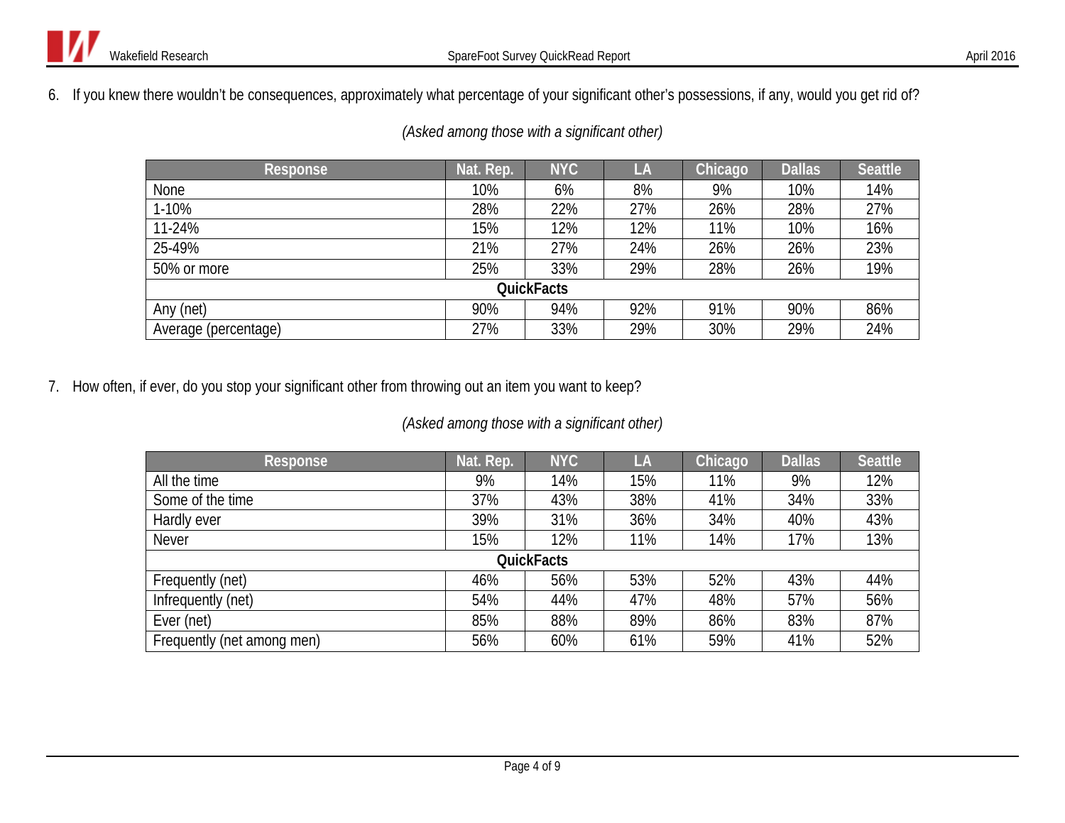6. If you knew there wouldn't be consequences, approximately what percentage of your significant other's possessions, if any, would you get rid of?

*(Asked among those with a significant other)*

| Response | Nat. Rep. | NYC | LA | Chicago | Dallas | Seattle |
|---|---|---|---|---|---|---|
| None | 10% | 6% | 8% | 9% | 10% | 14% |
| 1-10% | 28% | 22% | 27% | 26% | 28% | 27% |
| 11-24% | 15% | 12% | 12% | 11% | 10% | 16% |
| 25-49% | 21% | 27% | 24% | 26% | 26% | 23% |
| 50% or more | 25% | 33% | 29% | 28% | 26% | 19% |
| **QuickFacts** | | | | | | |
| Any (net) | 90% | 94% | 92% | 91% | 90% | 86% |
| Average (percentage) | 27% | 33% | 29% | 30% | 29% | 24% |

7. How often, if ever, do you stop your significant other from throwing out an item you want to keep?

*(Asked among those with a significant other)*

| Response | Nat. Rep. | NYC | LA | Chicago | Dallas | Seattle |
|---|---|---|---|---|---|---|
| All the time | 9% | 14% | 15% | 11% | 9% | 12% |
| Some of the time | 37% | 43% | 38% | 41% | 34% | 33% |
| Hardly ever | 39% | 31% | 36% | 34% | 40% | 43% |
| Never | 15% | 12% | 11% | 14% | 17% | 13% |
| **QuickFacts** | | | | | | |
| Frequently (net) | 46% | 56% | 53% | 52% | 43% | 44% |
| Infrequently (net) | 54% | 44% | 47% | 48% | 57% | 56% |
| Ever (net) | 85% | 88% | 89% | 86% | 83% | 87% |
| Frequently (net among men) | 56% | 60% | 61% | 59% | 41% | 52% |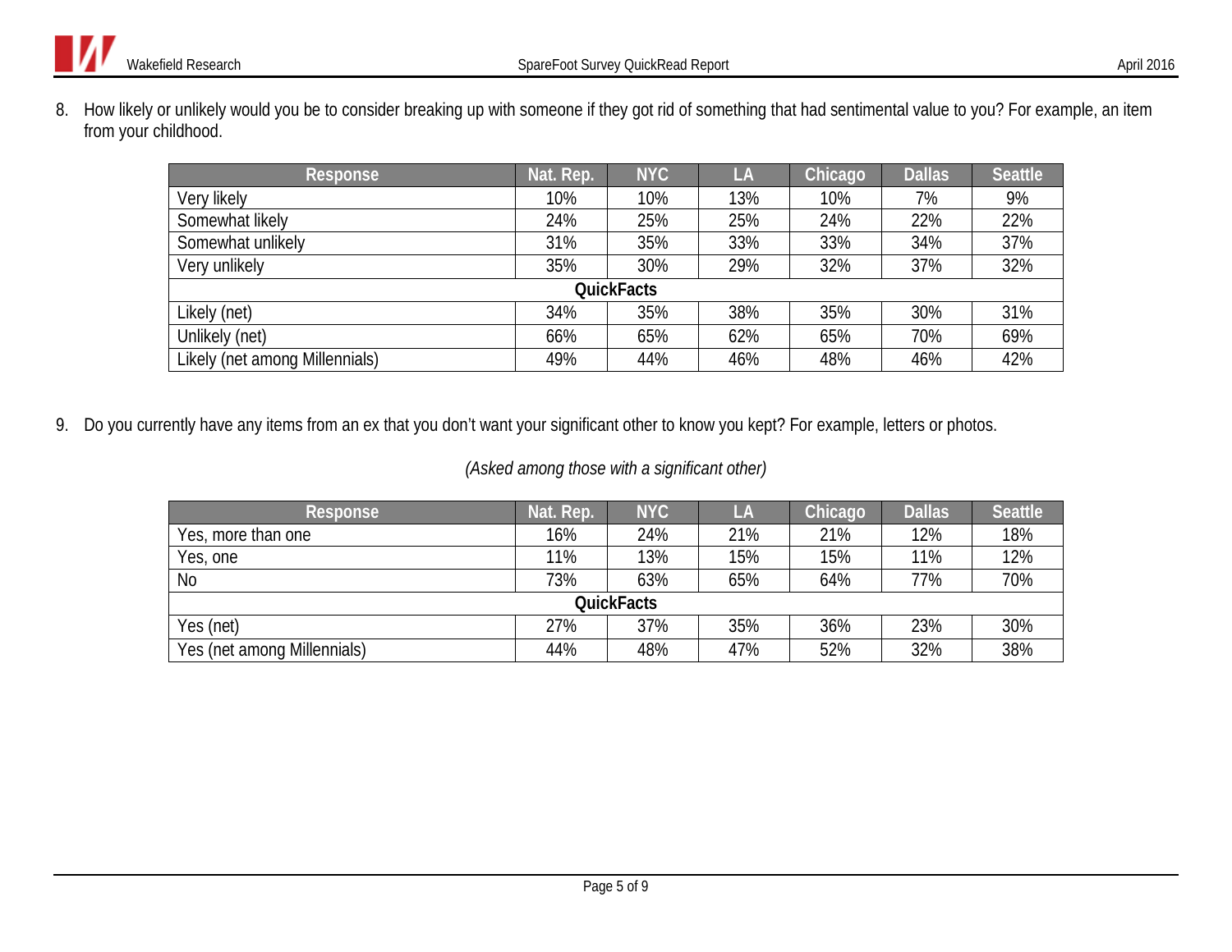8. How likely or unlikely would you be to consider breaking up with someone if they got rid of something that had sentimental value to you? For example, an item from your childhood.

| Response | Nat. Rep. | NYC | LA | Chicago | Dallas | Seattle |
|---|---|---|---|---|---|---|
| Very likely | 10% | 10% | 13% | 10% | 7% | 9% |
| Somewhat likely | 24% | 25% | 25% | 24% | 22% | 22% |
| Somewhat unlikely | 31% | 35% | 33% | 33% | 34% | 37% |
| Very unlikely | 35% | 30% | 29% | 32% | 37% | 32% |
| **QuickFacts** | | | | | | |
| Likely (net) | 34% | 35% | 38% | 35% | 30% | 31% |
| Unlikely (net) | 66% | 65% | 62% | 65% | 70% | 69% |
| Likely (net among Millennials) | 49% | 44% | 46% | 48% | 46% | 42% |

9. Do you currently have any items from an ex that you don't want your significant other to know you kept? For example, letters or photos.

*(Asked among those with a significant other)*

| Response | Nat. Rep. | NYC | LA | Chicago | Dallas | Seattle |
|---|---|---|---|---|---|---|
| Yes, more than one | 16% | 24% | 21% | 21% | 12% | 18% |
| Yes, one | 11% | 13% | 15% | 15% | 11% | 12% |
| No | 73% | 63% | 65% | 64% | 77% | 70% |
| **QuickFacts** | | | | | | |
| Yes (net) | 27% | 37% | 35% | 36% | 23% | 30% |
| Yes (net among Millennials) | 44% | 48% | 47% | 52% | 32% | 38% |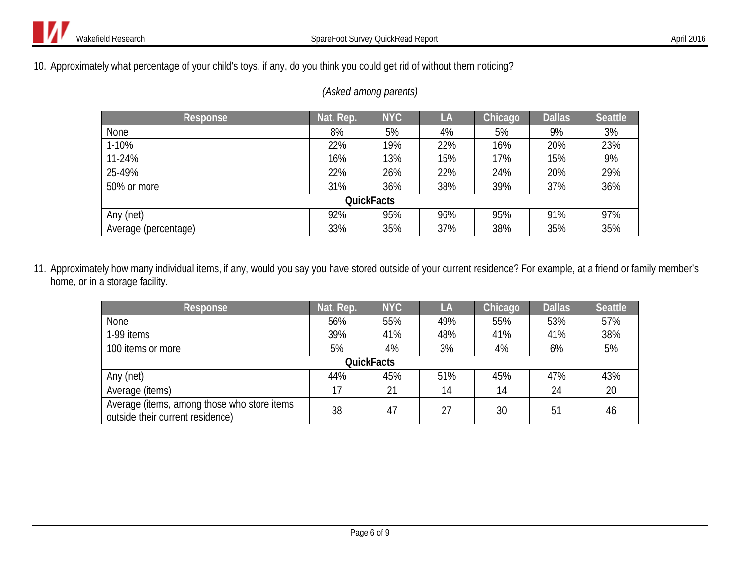10. Approximately what percentage of your child's toys, if any, do you think you could get rid of without them noticing?

*(Asked among parents)*

| Response | Nat. Rep. | NYC | LA | Chicago | Dallas | Seattle |
|---|---|---|---|---|---|---|
| None | 8% | 5% | 4% | 5% | 9% | 3% |
| 1-10% | 22% | 19% | 22% | 16% | 20% | 23% |
| 11-24% | 16% | 13% | 15% | 17% | 15% | 9% |
| 25-49% | 22% | 26% | 22% | 24% | 20% | 29% |
| 50% or more | 31% | 36% | 38% | 39% | 37% | 36% |
| **QuickFacts** | | | | | | |
| Any (net) | 92% | 95% | 96% | 95% | 91% | 97% |
| Average (percentage) | 33% | 35% | 37% | 38% | 35% | 35% |

11. Approximately how many individual items, if any, would you say you have stored outside of your current residence? For example, at a friend or family member's home, or in a storage facility.

| Response | Nat. Rep. | NYC | LA | Chicago | Dallas | Seattle |
|---|---|---|---|---|---|---|
| None | 56% | 55% | 49% | 55% | 53% | 57% |
| 1-99 items | 39% | 41% | 48% | 41% | 41% | 38% |
| 100 items or more | 5% | 4% | 3% | 4% | 6% | 5% |
| **QuickFacts** | | | | | | |
| Any (net) | 44% | 45% | 51% | 45% | 47% | 43% |
| Average (items) | 17 | 21 | 14 | 14 | 24 | 20 |
| Average (items, among those who store items outside their current residence) | 38 | 47 | 27 | 30 | 51 | 46 |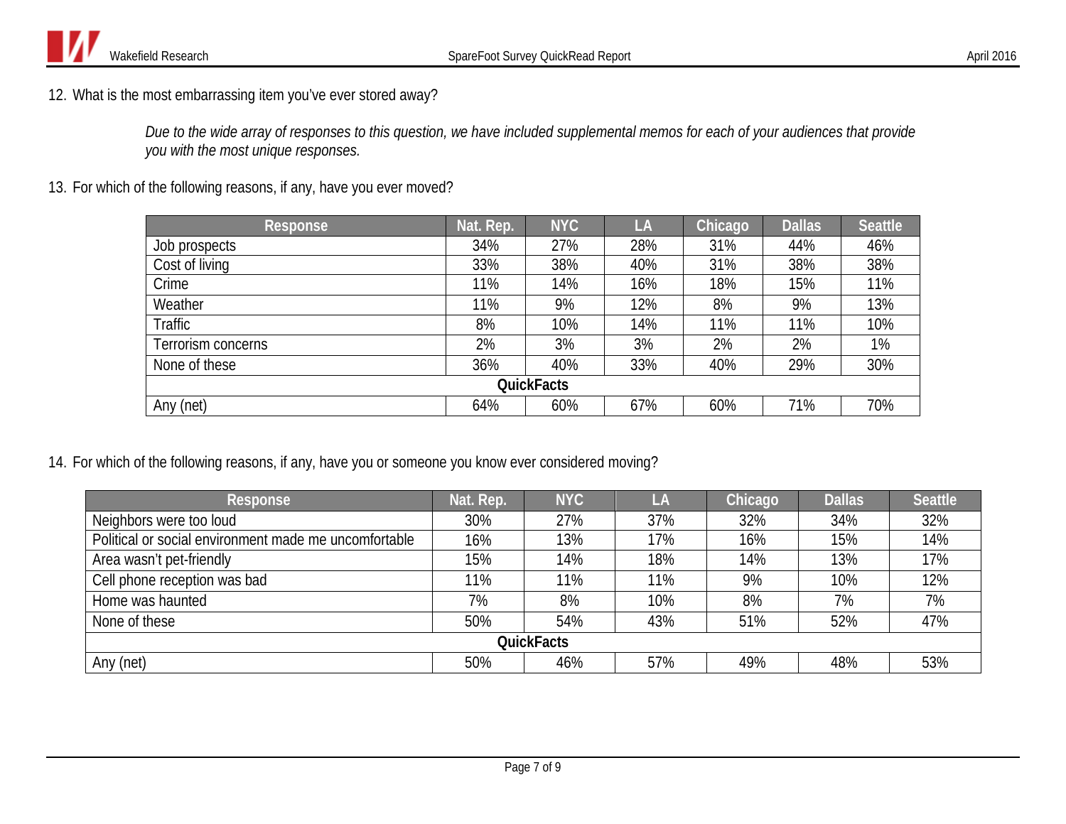12. What is the most embarrassing item you've ever stored away?

*Due to the wide array of responses to this question, we have included supplemental memos for each of your audiences that provide you with the most unique responses.*

13. For which of the following reasons, if any, have you ever moved?

| Response | Nat. Rep. | NYC | LA | Chicago | Dallas | Seattle |
|---|---|---|---|---|---|---|
| Job prospects | 34% | 27% | 28% | 31% | 44% | 46% |
| Cost of living | 33% | 38% | 40% | 31% | 38% | 38% |
| Crime | 11% | 14% | 16% | 18% | 15% | 11% |
| Weather | 11% | 9% | 12% | 8% | 9% | 13% |
| Traffic | 8% | 10% | 14% | 11% | 11% | 10% |
| Terrorism concerns | 2% | 3% | 3% | 2% | 2% | 1% |
| None of these | 36% | 40% | 33% | 40% | 29% | 30% |
| **QuickFacts** | | | | | | |
| Any (net) | 64% | 60% | 67% | 60% | 71% | 70% |

14. For which of the following reasons, if any, have you or someone you know ever considered moving?

| Response | Nat. Rep. | NYC | LA | Chicago | Dallas | Seattle |
|---|---|---|---|---|---|---|
| Neighbors were too loud | 30% | 27% | 37% | 32% | 34% | 32% |
| Political or social environment made me uncomfortable | 16% | 13% | 17% | 16% | 15% | 14% |
| Area wasn't pet-friendly | 15% | 14% | 18% | 14% | 13% | 17% |
| Cell phone reception was bad | 11% | 11% | 11% | 9% | 10% | 12% |
| Home was haunted | 7% | 8% | 10% | 8% | 7% | 7% |
| None of these | 50% | 54% | 43% | 51% | 52% | 47% |
| **QuickFacts** | | | | | | |
| Any (net) | 50% | 46% | 57% | 49% | 48% | 53% |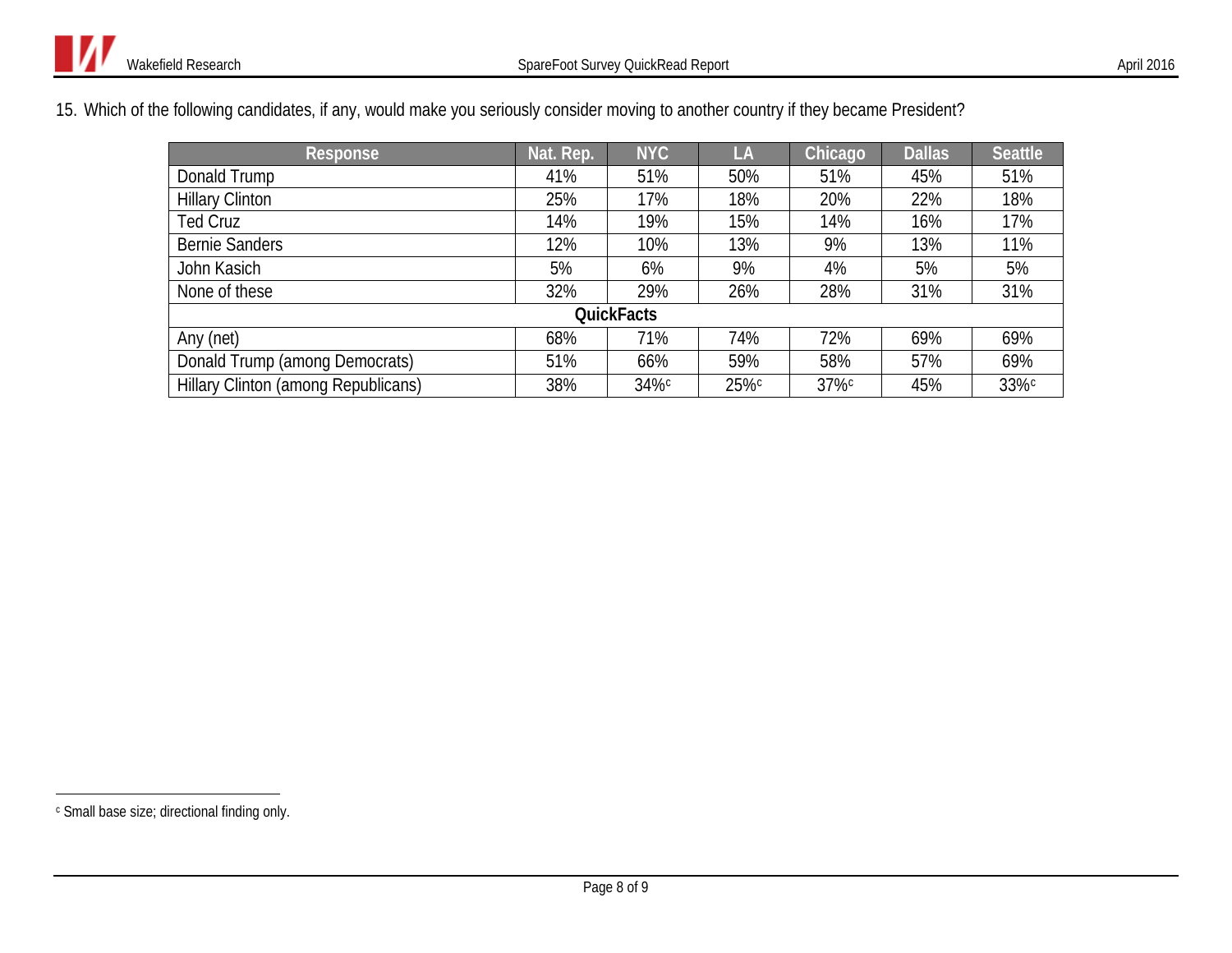15. Which of the following candidates, if any, would make you seriously consider moving to another country if they became President?

| Response | Nat. Rep. | NYC | LA | Chicago | Dallas | Seattle |
|---|---|---|---|---|---|---|
| Donald Trump | 41% | 51% | 50% | 51% | 45% | 51% |
| Hillary Clinton | 25% | 17% | 18% | 20% | 22% | 18% |
| Ted Cruz | 14% | 19% | 15% | 14% | 16% | 17% |
| Bernie Sanders | 12% | 10% | 13% | 9% | 13% | 11% |
| John Kasich | 5% | 6% | 9% | 4% | 5% | 5% |
| None of these | 32% | 29% | 26% | 28% | 31% | 31% |
| **QuickFacts** | | | | | | |
| Any (net) | 68% | 71% | 74% | 72% | 69% | 69% |
| Donald Trump (among Democrats) | 51% | 66% | 59% | 58% | 57% | 69% |
| Hillary Clinton (among Republicans) | 38% | 34%[c] | 25%[c] | 37%[c] | 45% | 33%[c] |

[c] Small base size; directional finding only.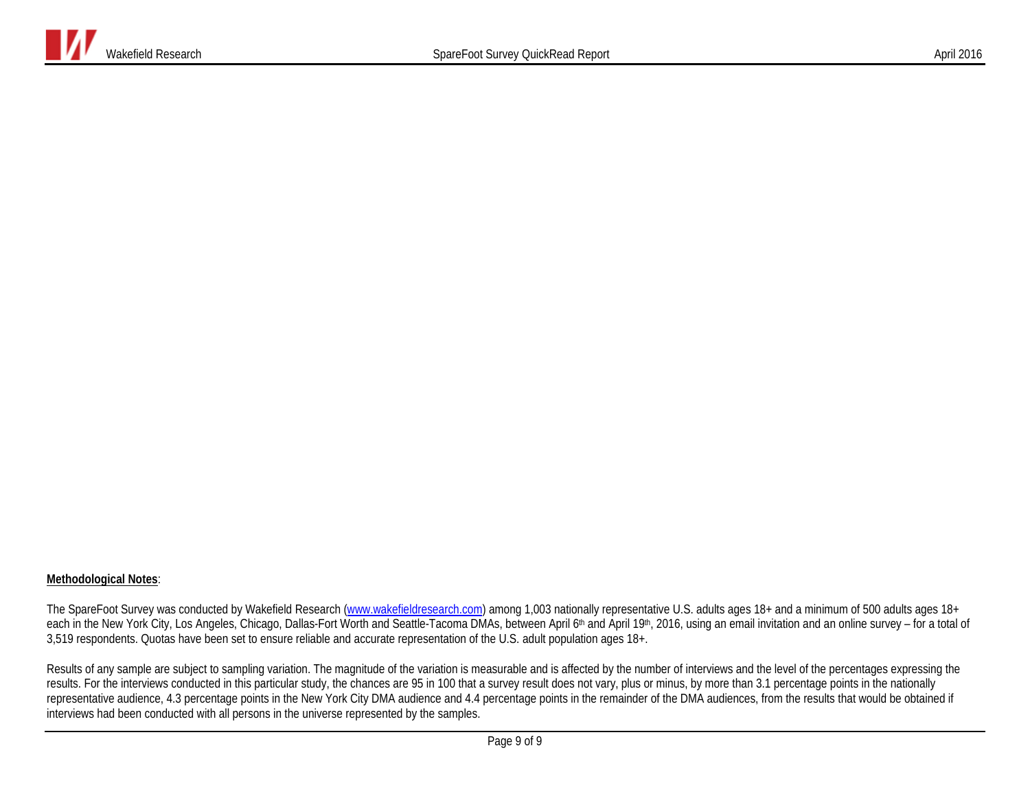**Methodological Notes**:

The SpareFoot Survey was conducted by Wakefield Research (www.wakefieldresearch.com) among 1,003 nationally representative U.S. adults ages 18+ and a minimum of 500 adults ages 18+ each in the New York City, Los Angeles, Chicago, Dallas-Fort Worth and Seattle-Tacoma DMAs, between April 6th and April 19th, 2016, using an email invitation and an online survey – for a total of 3,519 respondents. Quotas have been set to ensure reliable and accurate representation of the U.S. adult population ages 18+.

Results of any sample are subject to sampling variation. The magnitude of the variation is measurable and is affected by the number of interviews and the level of the percentages expressing the results. For the interviews conducted in this particular study, the chances are 95 in 100 that a survey result does not vary, plus or minus, by more than 3.1 percentage points in the nationally representative audience, 4.3 percentage points in the New York City DMA audience and 4.4 percentage points in the remainder of the DMA audiences, from the results that would be obtained if interviews had been conducted with all persons in the universe represented by the samples.